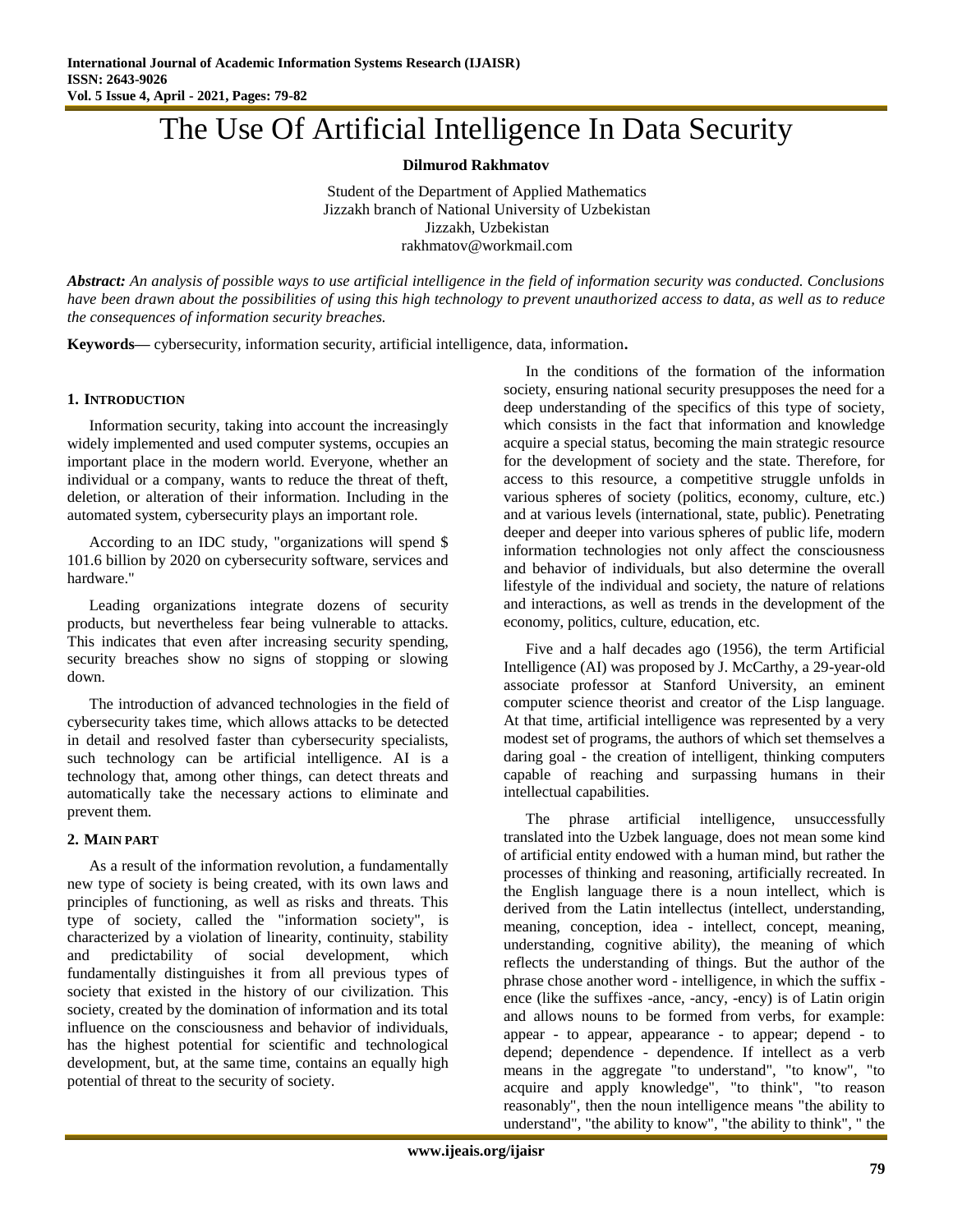# The Use Of Artificial Intelligence In Data Security

**Dilmurod Rakhmatov**

Student of the Department of Applied Mathematics
Jizzakh branch of National University of Uzbekistan
Jizzakh, Uzbekistan
rakhmatov@workmail.com

***Abstract:*** *An analysis of possible ways to use artificial intelligence in the field of information security was conducted. Conclusions have been drawn about the possibilities of using this high technology to prevent unauthorized access to data, as well as to reduce the consequences of information security breaches.*

**Keywords—** cybersecurity, information security, artificial intelligence, data, information**.**

## 1. Introduction

Information security, taking into account the increasingly widely implemented and used computer systems, occupies an important place in the modern world. Everyone, whether an individual or a company, wants to reduce the threat of theft, deletion, or alteration of their information. Including in the automated system, cybersecurity plays an important role.

According to an IDC study, "organizations will spend $ 101.6 billion by 2020 on cybersecurity software, services and hardware."

Leading organizations integrate dozens of security products, but nevertheless fear being vulnerable to attacks. This indicates that even after increasing security spending, security breaches show no signs of stopping or slowing down.

The introduction of advanced technologies in the field of cybersecurity takes time, which allows attacks to be detected in detail and resolved faster than cybersecurity specialists, such technology can be artificial intelligence. AI is a technology that, among other things, can detect threats and automatically take the necessary actions to eliminate and prevent them.

## 2. Main part

As a result of the information revolution, a fundamentally new type of society is being created, with its own laws and principles of functioning, as well as risks and threats. This type of society, called the "information society", is characterized by a violation of linearity, continuity, stability and predictability of social development, which fundamentally distinguishes it from all previous types of society that existed in the history of our civilization. This society, created by the domination of information and its total influence on the consciousness and behavior of individuals, has the highest potential for scientific and technological development, but, at the same time, contains an equally high potential of threat to the security of society.

In the conditions of the formation of the information society, ensuring national security presupposes the need for a deep understanding of the specifics of this type of society, which consists in the fact that information and knowledge acquire a special status, becoming the main strategic resource for the development of society and the state. Therefore, for access to this resource, a competitive struggle unfolds in various spheres of society (politics, economy, culture, etc.) and at various levels (international, state, public). Penetrating deeper and deeper into various spheres of public life, modern information technologies not only affect the consciousness and behavior of individuals, but also determine the overall lifestyle of the individual and society, the nature of relations and interactions, as well as trends in the development of the economy, politics, culture, education, etc.

Five and a half decades ago (1956), the term Artificial Intelligence (AI) was proposed by J. McCarthy, a 29-year-old associate professor at Stanford University, an eminent computer science theorist and creator of the Lisp language. At that time, artificial intelligence was represented by a very modest set of programs, the authors of which set themselves a daring goal - the creation of intelligent, thinking computers capable of reaching and surpassing humans in their intellectual capabilities.

The phrase artificial intelligence, unsuccessfully translated into the Uzbek language, does not mean some kind of artificial entity endowed with a human mind, but rather the processes of thinking and reasoning, artificially recreated. In the English language there is a noun intellect, which is derived from the Latin intellectus (intellect, understanding, meaning, conception, idea - intellect, concept, meaning, understanding, cognitive ability), the meaning of which reflects the understanding of things. But the author of the phrase chose another word - intelligence, in which the suffix -ence (like the suffixes -ance, -ancy, -ency) is of Latin origin and allows nouns to be formed from verbs, for example: appear - to appear, appearance - to appear; depend - to depend; dependence - dependence. If intellect as a verb means in the aggregate "to understand", "to know", "to acquire and apply knowledge", "to think", "to reason reasonably", then the noun intelligence means "the ability to understand", "the ability to know", "the ability to think", " the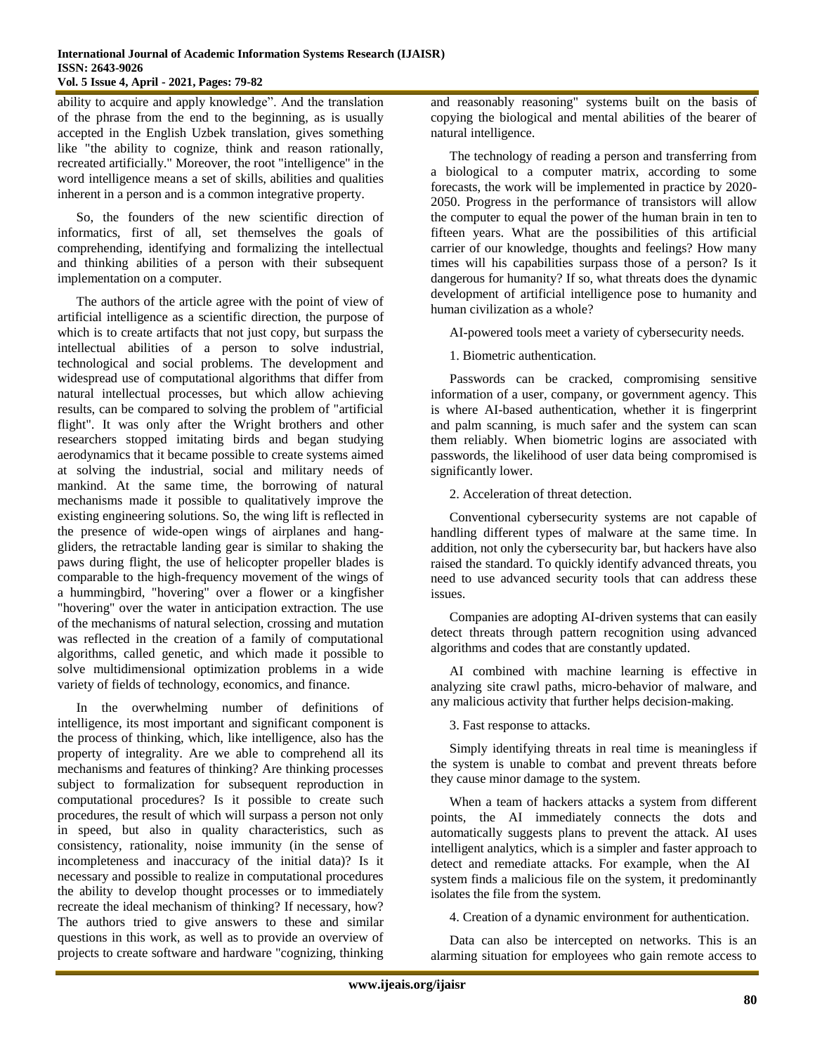ability to acquire and apply knowledge". And the translation of the phrase from the end to the beginning, as is usually accepted in the English Uzbek translation, gives something like "the ability to cognize, think and reason rationally, recreated artificially." Moreover, the root "intelligence" in the word intelligence means a set of skills, abilities and qualities inherent in a person and is a common integrative property.

So, the founders of the new scientific direction of informatics, first of all, set themselves the goals of comprehending, identifying and formalizing the intellectual and thinking abilities of a person with their subsequent implementation on a computer.

The authors of the article agree with the point of view of artificial intelligence as a scientific direction, the purpose of which is to create artifacts that not just copy, but surpass the intellectual abilities of a person to solve industrial, technological and social problems. The development and widespread use of computational algorithms that differ from natural intellectual processes, but which allow achieving results, can be compared to solving the problem of "artificial flight". It was only after the Wright brothers and other researchers stopped imitating birds and began studying aerodynamics that it became possible to create systems aimed at solving the industrial, social and military needs of mankind. At the same time, the borrowing of natural mechanisms made it possible to qualitatively improve the existing engineering solutions. So, the wing lift is reflected in the presence of wide-open wings of airplanes and hang-gliders, the retractable landing gear is similar to shaking the paws during flight, the use of helicopter propeller blades is comparable to the high-frequency movement of the wings of a hummingbird, "hovering" over a flower or a kingfisher "hovering" over the water in anticipation extraction. The use of the mechanisms of natural selection, crossing and mutation was reflected in the creation of a family of computational algorithms, called genetic, and which made it possible to solve multidimensional optimization problems in a wide variety of fields of technology, economics, and finance.

In the overwhelming number of definitions of intelligence, its most important and significant component is the process of thinking, which, like intelligence, also has the property of integrality. Are we able to comprehend all its mechanisms and features of thinking? Are thinking processes subject to formalization for subsequent reproduction in computational procedures? Is it possible to create such procedures, the result of which will surpass a person not only in speed, but also in quality characteristics, such as consistency, rationality, noise immunity (in the sense of incompleteness and inaccuracy of the initial data)? Is it necessary and possible to realize in computational procedures the ability to develop thought processes or to immediately recreate the ideal mechanism of thinking? If necessary, how? The authors tried to give answers to these and similar questions in this work, as well as to provide an overview of projects to create software and hardware "cognizing, thinking and reasonably reasoning" systems built on the basis of copying the biological and mental abilities of the bearer of natural intelligence.

The technology of reading a person and transferring from a biological to a computer matrix, according to some forecasts, the work will be implemented in practice by 2020-2050. Progress in the performance of transistors will allow the computer to equal the power of the human brain in ten to fifteen years. What are the possibilities of this artificial carrier of our knowledge, thoughts and feelings? How many times will his capabilities surpass those of a person? Is it dangerous for humanity? If so, what threats does the dynamic development of artificial intelligence pose to humanity and human civilization as a whole?

AI-powered tools meet a variety of cybersecurity needs.

1. Biometric authentication.

Passwords can be cracked, compromising sensitive information of a user, company, or government agency. This is where AI-based authentication, whether it is fingerprint and palm scanning, is much safer and the system can scan them reliably. When biometric logins are associated with passwords, the likelihood of user data being compromised is significantly lower.

2. Acceleration of threat detection.

Conventional cybersecurity systems are not capable of handling different types of malware at the same time. In addition, not only the cybersecurity bar, but hackers have also raised the standard. To quickly identify advanced threats, you need to use advanced security tools that can address these issues.

Companies are adopting AI-driven systems that can easily detect threats through pattern recognition using advanced algorithms and codes that are constantly updated.

AI combined with machine learning is effective in analyzing site crawl paths, micro-behavior of malware, and any malicious activity that further helps decision-making.

3. Fast response to attacks.

Simply identifying threats in real time is meaningless if the system is unable to combat and prevent threats before they cause minor damage to the system.

When a team of hackers attacks a system from different points, the AI immediately connects the dots and automatically suggests plans to prevent the attack. AI uses intelligent analytics, which is a simpler and faster approach to detect and remediate attacks. For example, when the AI system finds a malicious file on the system, it predominantly isolates the file from the system.

4. Creation of a dynamic environment for authentication.

Data can also be intercepted on networks. This is an alarming situation for employees who gain remote access to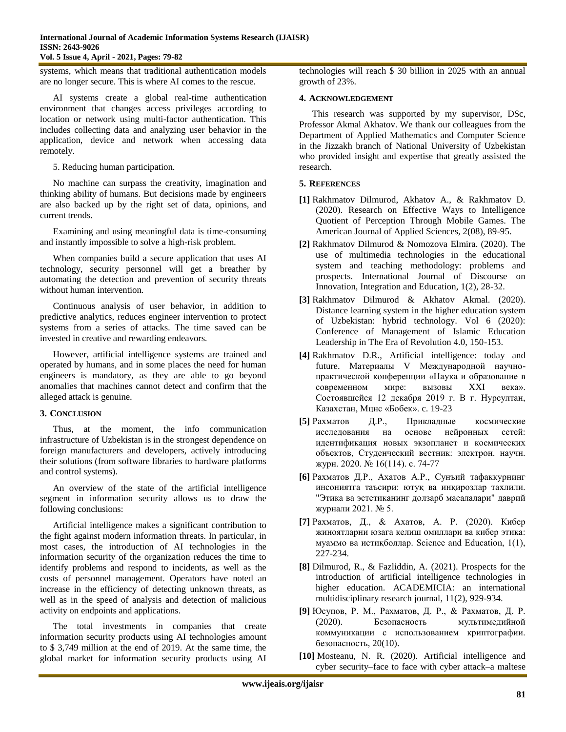systems, which means that traditional authentication models are no longer secure. This is where AI comes to the rescue.

AI systems create a global real-time authentication environment that changes access privileges according to location or network using multi-factor authentication. This includes collecting data and analyzing user behavior in the application, device and network when accessing data remotely.

5. Reducing human participation.

No machine can surpass the creativity, imagination and thinking ability of humans. But decisions made by engineers are also backed up by the right set of data, opinions, and current trends.

Examining and using meaningful data is time-consuming and instantly impossible to solve a high-risk problem.

When companies build a secure application that uses AI technology, security personnel will get a breather by automating the detection and prevention of security threats without human intervention.

Continuous analysis of user behavior, in addition to predictive analytics, reduces engineer intervention to protect systems from a series of attacks. The time saved can be invested in creative and rewarding endeavors.

However, artificial intelligence systems are trained and operated by humans, and in some places the need for human engineers is mandatory, as they are able to go beyond anomalies that machines cannot detect and confirm that the alleged attack is genuine.

## 3. Conclusion

Thus, at the moment, the info communication infrastructure of Uzbekistan is in the strongest dependence on foreign manufacturers and developers, actively introducing their solutions (from software libraries to hardware platforms and control systems).

An overview of the state of the artificial intelligence segment in information security allows us to draw the following conclusions:

Artificial intelligence makes a significant contribution to the fight against modern information threats. In particular, in most cases, the introduction of AI technologies in the information security of the organization reduces the time to identify problems and respond to incidents, as well as the costs of personnel management. Operators have noted an increase in the efficiency of detecting unknown threats, as well as in the speed of analysis and detection of malicious activity on endpoints and applications.

The total investments in companies that create information security products using AI technologies amount to $ 3,749 million at the end of 2019. At the same time, the global market for information security products using AI technologies will reach $ 30 billion in 2025 with an annual growth of 23%.

## 4. Acknowledgement

This research was supported by my supervisor, DSc, Professor Akmal Akhatov. We thank our colleagues from the Department of Applied Mathematics and Computer Science in the Jizzakh branch of National University of Uzbekistan who provided insight and expertise that greatly assisted the research.

## 5. References

**[1]** Rakhmatov Dilmurod, Akhatov A., & Rakhmatov D. (2020). Research on Effective Ways to Intelligence Quotient of Perception Through Mobile Games. The American Journal of Applied Sciences, 2(08), 89-95.

**[2]** Rakhmatov Dilmurod & Nomozova Elmira. (2020). The use of multimedia technologies in the educational system and teaching methodology: problems and prospects. International Journal of Discourse on Innovation, Integration and Education, 1(2), 28-32.

**[3]** Rakhmatov Dilmurod & Akhatov Akmal. (2020). Distance learning system in the higher education system of Uzbekistan: hybrid technology. Vol 6 (2020): Conference of Management of Islamic Education Leadership in The Era of Revolution 4.0, 150-153.

**[4]** Rakhmatov D.R., Artificial intelligence: today and future. Материалы V Международной научно-практической конференции «Наука и образование в современном мире: вызовы XXI века». Состоявшейся 12 декабря 2019 г. В г. Нурсултан, Казахстан, Мцнс «Бобек». с. 19-23

**[5]** Рахматов Д.Р., Прикладные космические исследования на основе нейронных сетей: идентификация новых экзопланет и космических объектов, Студенческий вестник: электрон. научн. журн. 2020. № 16(114). с. 74-77

**[6]** Рахматов Д.Р., Ахатов А.Р., Сунъий тафаккурнинг инсониятга таъсири: ютуқ ва инқирозлар тахлили. "Этика ва эстетиканинг долзарб масалалари" даврий журнали 2021. № 5.

**[7]** Рахматов, Д., & Ахатов, А. Р. (2020). Кибер жиноятларни юзага келиш омиллари ва кибер этика: муаммо ва истиқболлар. Science and Education, 1(1), 227-234.

**[8]** Dilmurod, R., & Fazliddin, A. (2021). Prospects for the introduction of artificial intelligence technologies in higher education. ACADEMICIA: an international multidisciplinary research journal, 11(2), 929-934.

**[9]** Юсупов, Р. М., Рахматов, Д. Р., & Рахматов, Д. Р. (2020). Безопасность мультимедийной коммуникации с использованием криптографии. безопасность, 20(10).

**[10]** Mosteanu, N. R. (2020). Artificial intelligence and cyber security–face to face with cyber attack–a maltese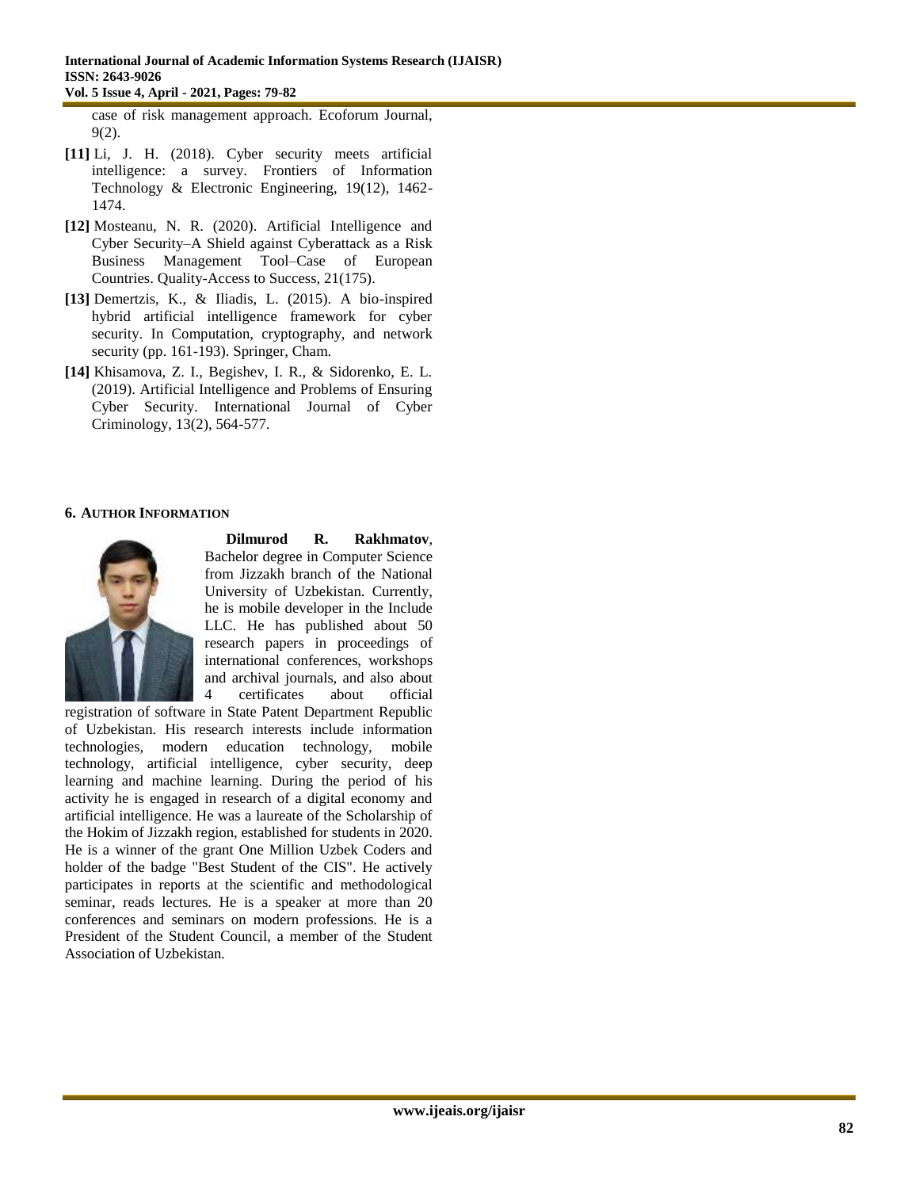case of risk management approach. Ecoforum Journal, 9(2).

**[11]** Li, J. H. (2018). Cyber security meets artificial intelligence: a survey. Frontiers of Information Technology & Electronic Engineering, 19(12), 1462-1474.

**[12]** Mosteanu, N. R. (2020). Artificial Intelligence and Cyber Security–A Shield against Cyberattack as a Risk Business Management Tool–Case of European Countries. Quality-Access to Success, 21(175).

**[13]** Demertzis, K., & Iliadis, L. (2015). A bio-inspired hybrid artificial intelligence framework for cyber security. In Computation, cryptography, and network security (pp. 161-193). Springer, Cham.

**[14]** Khisamova, Z. I., Begishev, I. R., & Sidorenko, E. L. (2019). Artificial Intelligence and Problems of Ensuring Cyber Security. International Journal of Cyber Criminology, 13(2), 564-577.

## 6. Author Information

**Dilmurod R. Rakhmatov**, Bachelor degree in Computer Science from Jizzakh branch of the National University of Uzbekistan. Currently, he is mobile developer in the Include LLC. He has published about 50 research papers in proceedings of international conferences, workshops and archival journals, and also about 4 certificates about official registration of software in State Patent Department Republic of Uzbekistan. His research interests include information technologies, modern education technology, mobile technology, artificial intelligence, cyber security, deep learning and machine learning. During the period of his activity he is engaged in research of a digital economy and artificial intelligence. He was a laureate of the Scholarship of the Hokim of Jizzakh region, established for students in 2020. He is a winner of the grant One Million Uzbek Coders and holder of the badge "Best Student of the CIS". He actively participates in reports at the scientific and methodological seminar, reads lectures. He is a speaker at more than 20 conferences and seminars on modern professions. He is a President of the Student Council, a member of the Student Association of Uzbekistan.